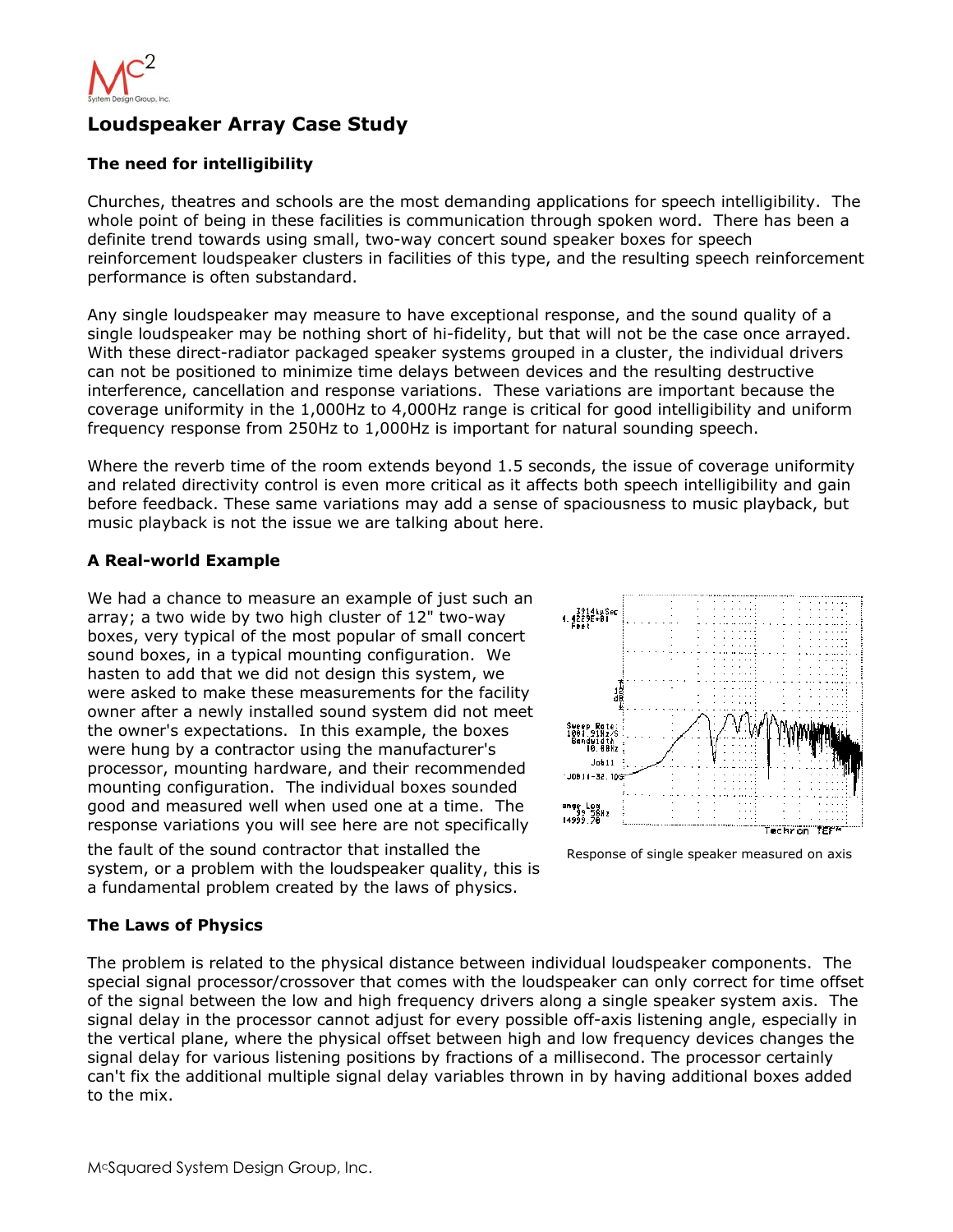# Loudspeaker Array Case Study

### The need for intelligibility

Churches, theatres and schools are the most demanding applications for speech intelligibility. The whole point of being in these facilities is communication through spoken word. There has been a definite trend towards using small, two-way concert sound speaker boxes for speech reinforcement loudspeaker clusters in facilities of this type, and the resulting speech reinforcement performance is often substandard.

Any single loudspeaker may measure to have exceptional response, and the sound quality of a single loudspeaker may be nothing short of hi-fidelity, but that will not be the case once arrayed. With these direct-radiator packaged speaker systems grouped in a cluster, the individual drivers can not be positioned to minimize time delays between devices and the resulting destructive interference, cancellation and response variations. These variations are important because the coverage uniformity in the 1,000Hz to 4,000Hz range is critical for good intelligibility and uniform frequency response from 250Hz to 1,000Hz is important for natural sounding speech.

Where the reverb time of the room extends beyond 1.5 seconds, the issue of coverage uniformity and related directivity control is even more critical as it affects both speech intelligibility and gain before feedback. These same variations may add a sense of spaciousness to music playback, but music playback is not the issue we are talking about here.

### A Real-world Example

We had a chance to measure an example of just such an array; a two wide by two high cluster of 12" two-way boxes, very typical of the most popular of small concert sound boxes, in a typical mounting configuration. We hasten to add that we did not design this system, we were asked to make these measurements for the facility owner after a newly installed sound system did not meet the owner's expectations. In this example, the boxes were hung by a contractor using the manufacturer's processor, mounting hardware, and their recommended mounting configuration. The individual boxes sounded good and measured well when used one at a time. The response variations you will see here are not specifically the fault of the sound contractor that installed the system, or a problem with the loudspeaker quality, this is a fundamental problem created by the laws of physics.

Response of single speaker measured on axis

### The Laws of Physics

The problem is related to the physical distance between individual loudspeaker components. The special signal processor/crossover that comes with the loudspeaker can only correct for time offset of the signal between the low and high frequency drivers along a single speaker system axis. The signal delay in the processor cannot adjust for every possible off-axis listening angle, especially in the vertical plane, where the physical offset between high and low frequency devices changes the signal delay for various listening positions by fractions of a millisecond. The processor certainly can't fix the additional multiple signal delay variables thrown in by having additional boxes added to the mix.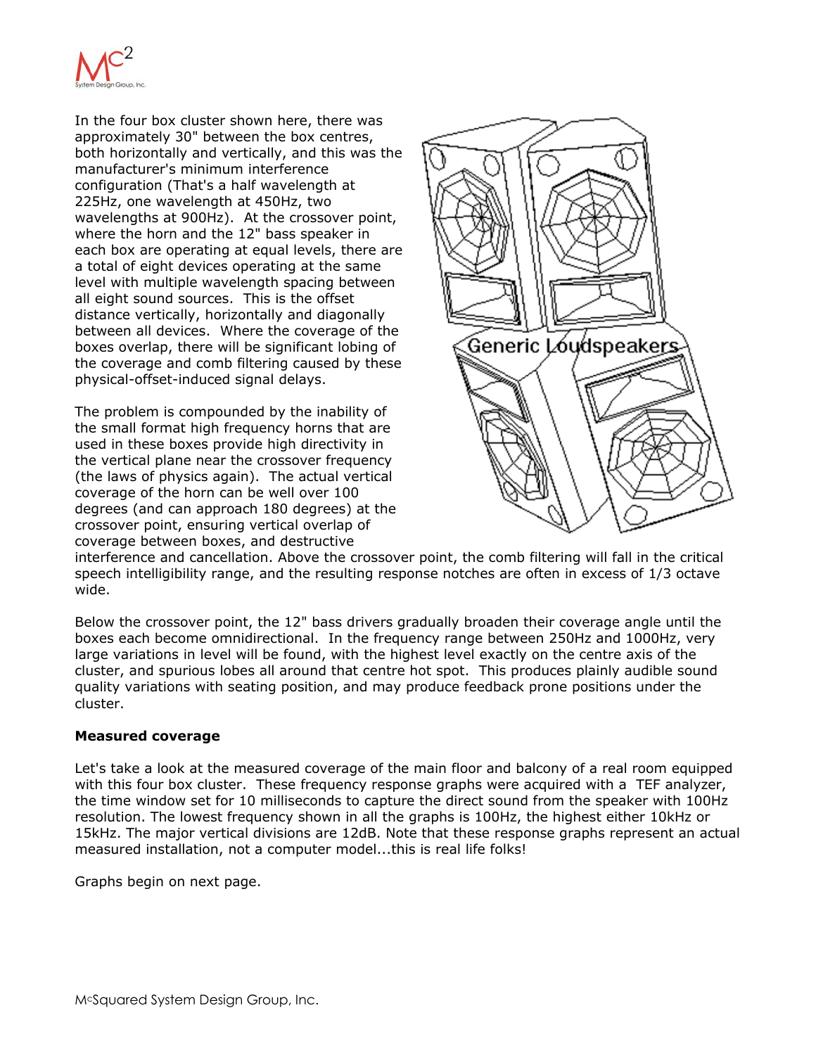In the four box cluster shown here, there was approximately 30" between the box centres, both horizontally and vertically, and this was the manufacturer's minimum interference configuration (That's a half wavelength at 225Hz, one wavelength at 450Hz, two wavelengths at 900Hz). At the crossover point, where the horn and the 12" bass speaker in each box are operating at equal levels, there are a total of eight devices operating at the same level with multiple wavelength spacing between all eight sound sources. This is the offset distance vertically, horizontally and diagonally between all devices. Where the coverage of the boxes overlap, there will be significant lobing of the coverage and comb filtering caused by these physical-offset-induced signal delays.

The problem is compounded by the inability of the small format high frequency horns that are used in these boxes provide high directivity in the vertical plane near the crossover frequency (the laws of physics again). The actual vertical coverage of the horn can be well over 100 degrees (and can approach 180 degrees) at the crossover point, ensuring vertical overlap of coverage between boxes, and destructive interference and cancellation. Above the crossover point, the comb filtering will fall in the critical speech intelligibility range, and the resulting response notches are often in excess of 1/3 octave wide.

Below the crossover point, the 12" bass drivers gradually broaden their coverage angle until the boxes each become omnidirectional. In the frequency range between 250Hz and 1000Hz, very large variations in level will be found, with the highest level exactly on the centre axis of the cluster, and spurious lobes all around that centre hot spot. This produces plainly audible sound quality variations with seating position, and may produce feedback prone positions under the cluster.

**Measured coverage**

Let's take a look at the measured coverage of the main floor and balcony of a real room equipped with this four box cluster. These frequency response graphs were acquired with a TEF analyzer, the time window set for 10 milliseconds to capture the direct sound from the speaker with 100Hz resolution. The lowest frequency shown in all the graphs is 100Hz, the highest either 10kHz or 15kHz. The major vertical divisions are 12dB. Note that these response graphs represent an actual measured installation, not a computer model...this is real life folks!

Graphs begin on next page.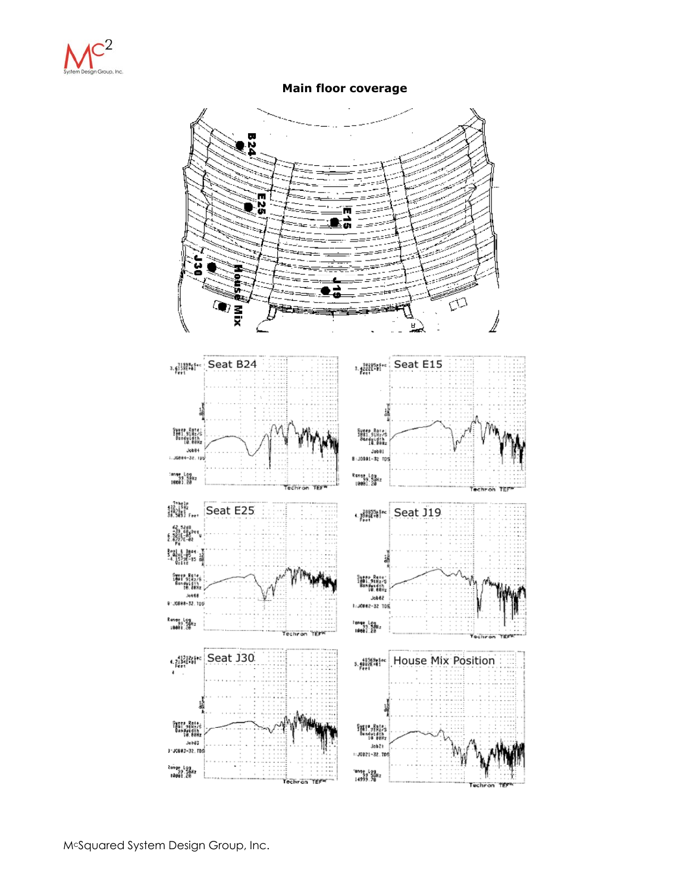## Main floor coverage

Seat B24

Seat E15

Seat E25

Seat J19

Seat J30

House Mix Position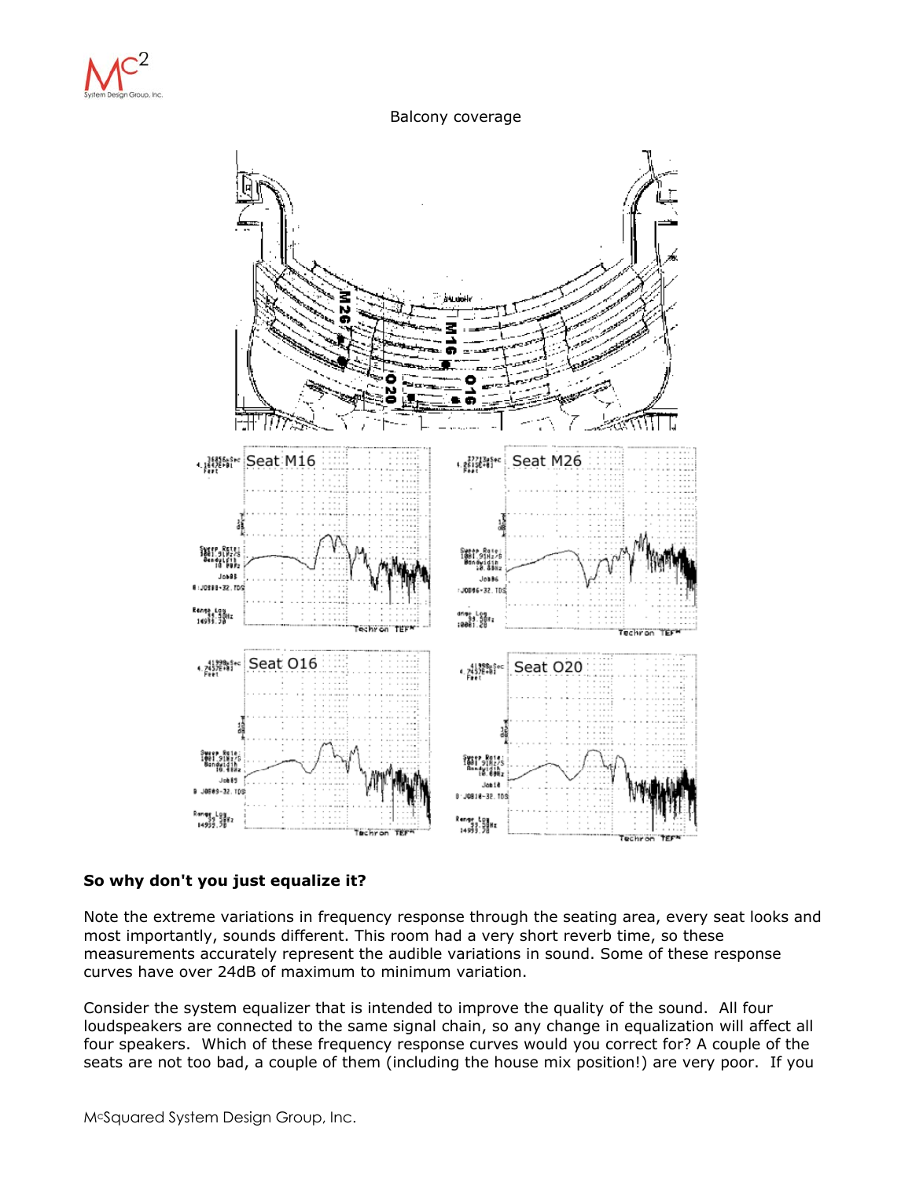Balcony coverage

Seat M16

Seat M26

Seat O16

Seat O20

**So why don't you just equalize it?**

Note the extreme variations in frequency response through the seating area, every seat looks and most importantly, sounds different. This room had a very short reverb time, so these measurements accurately represent the audible variations in sound. Some of these response curves have over 24dB of maximum to minimum variation.

Consider the system equalizer that is intended to improve the quality of the sound. All four loudspeakers are connected to the same signal chain, so any change in equalization will affect all four speakers. Which of these frequency response curves would you correct for? A couple of the seats are not too bad, a couple of them (including the house mix position!) are very poor. If you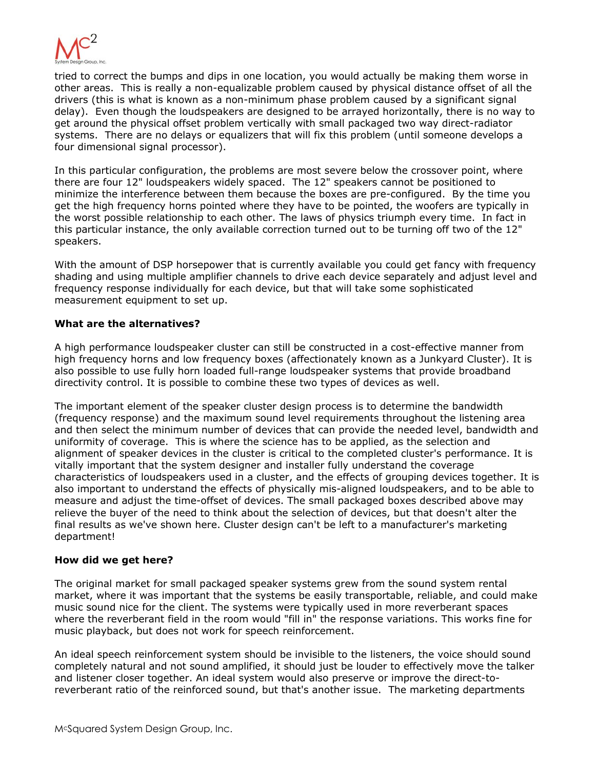tried to correct the bumps and dips in one location, you would actually be making them worse in other areas. This is really a non-equalizable problem caused by physical distance offset of all the drivers (this is what is known as a non-minimum phase problem caused by a significant signal delay). Even though the loudspeakers are designed to be arrayed horizontally, there is no way to get around the physical offset problem vertically with small packaged two way direct-radiator systems. There are no delays or equalizers that will fix this problem (until someone develops a four dimensional signal processor).

In this particular configuration, the problems are most severe below the crossover point, where there are four 12" loudspeakers widely spaced. The 12" speakers cannot be positioned to minimize the interference between them because the boxes are pre-configured. By the time you get the high frequency horns pointed where they have to be pointed, the woofers are typically in the worst possible relationship to each other. The laws of physics triumph every time. In fact in this particular instance, the only available correction turned out to be turning off two of the 12" speakers.

With the amount of DSP horsepower that is currently available you could get fancy with frequency shading and using multiple amplifier channels to drive each device separately and adjust level and frequency response individually for each device, but that will take some sophisticated measurement equipment to set up.

**What are the alternatives?**

A high performance loudspeaker cluster can still be constructed in a cost-effective manner from high frequency horns and low frequency boxes (affectionately known as a Junkyard Cluster). It is also possible to use fully horn loaded full-range loudspeaker systems that provide broadband directivity control. It is possible to combine these two types of devices as well.

The important element of the speaker cluster design process is to determine the bandwidth (frequency response) and the maximum sound level requirements throughout the listening area and then select the minimum number of devices that can provide the needed level, bandwidth and uniformity of coverage. This is where the science has to be applied, as the selection and alignment of speaker devices in the cluster is critical to the completed cluster's performance. It is vitally important that the system designer and installer fully understand the coverage characteristics of loudspeakers used in a cluster, and the effects of grouping devices together. It is also important to understand the effects of physically mis-aligned loudspeakers, and to be able to measure and adjust the time-offset of devices. The small packaged boxes described above may relieve the buyer of the need to think about the selection of devices, but that doesn't alter the final results as we've shown here. Cluster design can't be left to a manufacturer's marketing department!

**How did we get here?**

The original market for small packaged speaker systems grew from the sound system rental market, where it was important that the systems be easily transportable, reliable, and could make music sound nice for the client. The systems were typically used in more reverberant spaces where the reverberant field in the room would "fill in" the response variations. This works fine for music playback, but does not work for speech reinforcement.

An ideal speech reinforcement system should be invisible to the listeners, the voice should sound completely natural and not sound amplified, it should just be louder to effectively move the talker and listener closer together. An ideal system would also preserve or improve the direct-to-reverberant ratio of the reinforced sound, but that's another issue. The marketing departments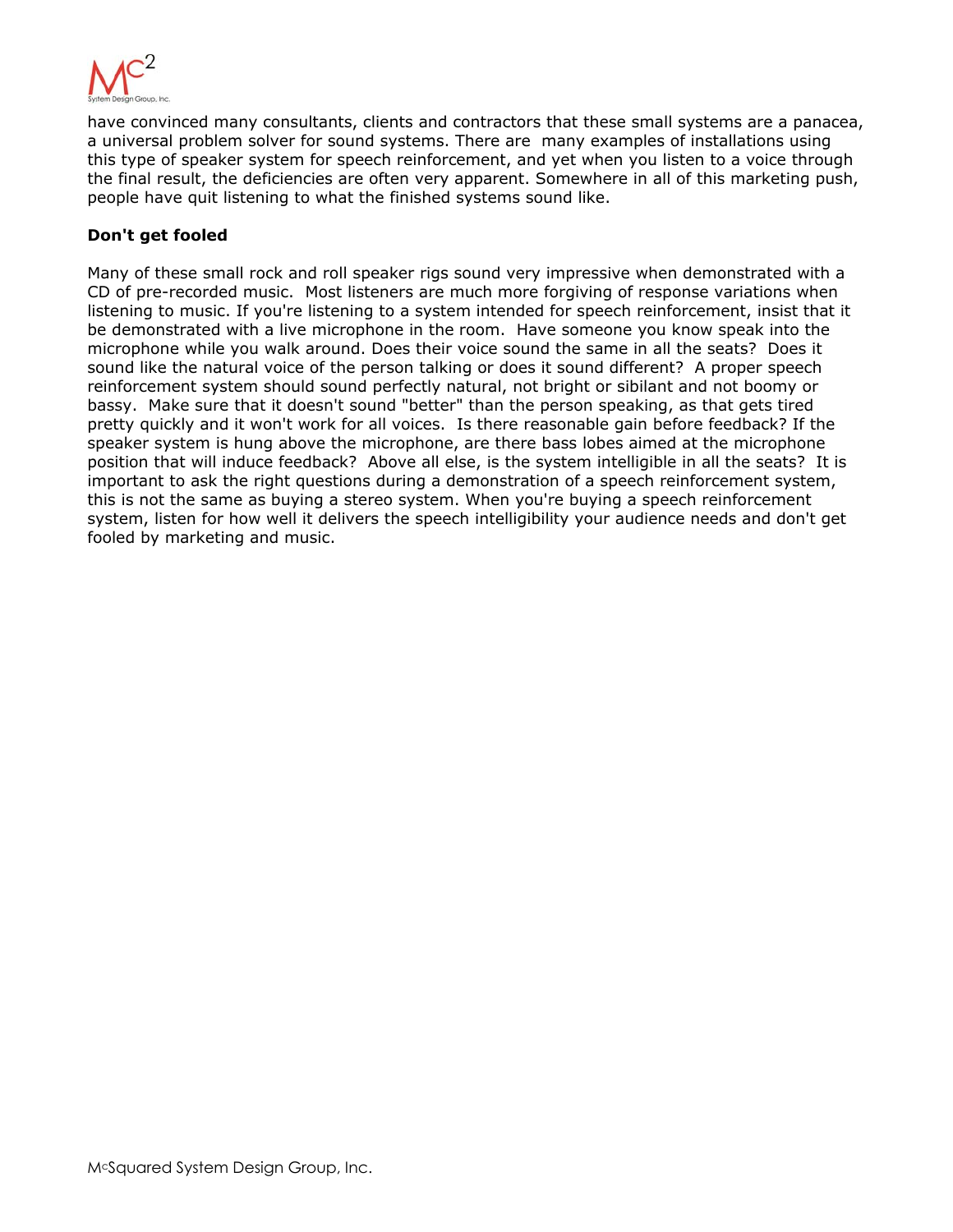have convinced many consultants, clients and contractors that these small systems are a panacea, a universal problem solver for sound systems. There are many examples of installations using this type of speaker system for speech reinforcement, and yet when you listen to a voice through the final result, the deficiencies are often very apparent. Somewhere in all of this marketing push, people have quit listening to what the finished systems sound like.

**Don't get fooled**

Many of these small rock and roll speaker rigs sound very impressive when demonstrated with a CD of pre-recorded music. Most listeners are much more forgiving of response variations when listening to music. If you're listening to a system intended for speech reinforcement, insist that it be demonstrated with a live microphone in the room. Have someone you know speak into the microphone while you walk around. Does their voice sound the same in all the seats? Does it sound like the natural voice of the person talking or does it sound different? A proper speech reinforcement system should sound perfectly natural, not bright or sibilant and not boomy or bassy. Make sure that it doesn't sound "better" than the person speaking, as that gets tired pretty quickly and it won't work for all voices. Is there reasonable gain before feedback? If the speaker system is hung above the microphone, are there bass lobes aimed at the microphone position that will induce feedback? Above all else, is the system intelligible in all the seats? It is important to ask the right questions during a demonstration of a speech reinforcement system, this is not the same as buying a stereo system. When you're buying a speech reinforcement system, listen for how well it delivers the speech intelligibility your audience needs and don't get fooled by marketing and music.